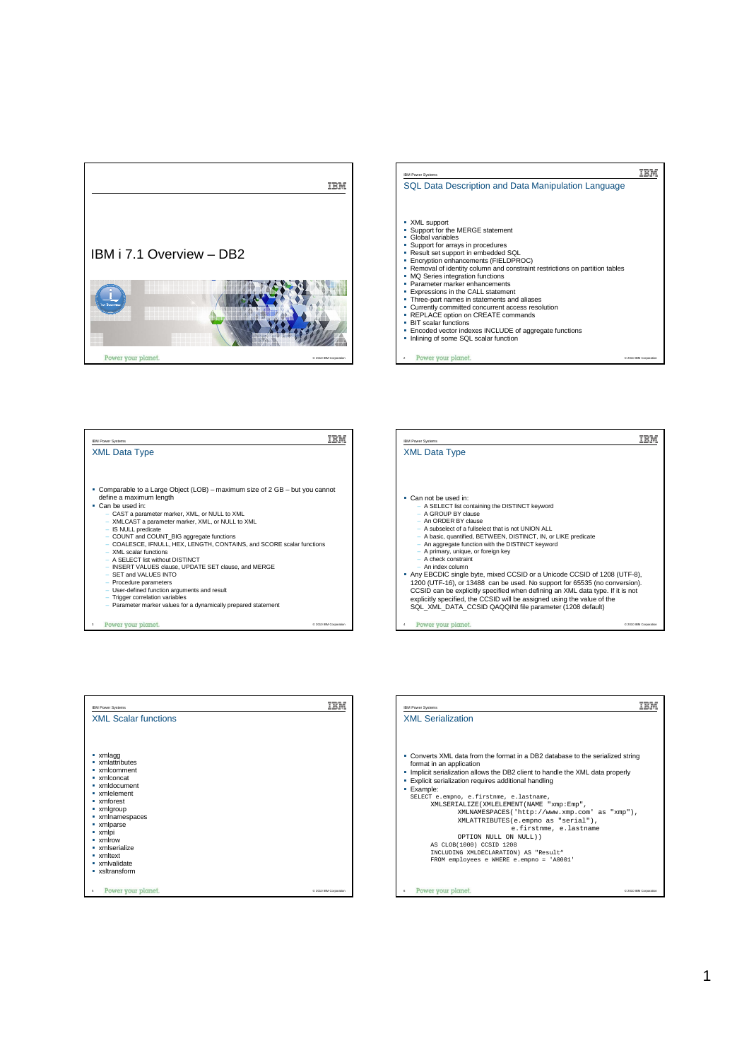# IBM i 7.1 Overview – DB2

## SQL Data Description and Data Manipulation Language

- XML support
- Support for the MERGE statement
- Global variables
- Support for arrays in procedures
- Result set support in embedded SQL
- Encryption enhancements (FIELDPROC)
- Removal of identity column and constraint restrictions on partition tables
- MQ Series integration functions
- Parameter marker enhancements
- Expressions in the CALL statement
- Three-part names in statements and aliases
- Currently committed concurrent access resolution
- REPLACE option on CREATE commands
- BIT scalar functions
- Encoded vector indexes INCLUDE of aggregate functions
- Inlining of some SQL scalar function

## XML Data Type

- Comparable to a Large Object (LOB) – maximum size of 2 GB – but you cannot define a maximum length
- Can be used in:
  - CAST a parameter marker, XML, or NULL to XML
  - XMLCAST a parameter marker, XML, or NULL to XML
  - IS NULL predicate
  - COUNT and COUNT_BIG aggregate functions
  - COALESCE, IFNULL, HEX, LENGTH, CONTAINS, and SCORE scalar functions
  - XML scalar functions
  - A SELECT list without DISTINCT
  - INSERT VALUES clause, UPDATE SET clause, and MERGE
  - SET and VALUES INTO
  - Procedure parameters
  - User-defined function arguments and result
  - Trigger correlation variables
  - Parameter marker values for a dynamically prepared statement

## XML Data Type

- Can not be used in:
  - A SELECT list containing the DISTINCT keyword
  - A GROUP BY clause
  - An ORDER BY clause
  - A subselect of a fullselect that is not UNION ALL
  - A basic, quantified, BETWEEN, DISTINCT, IN, or LIKE predicate
  - An aggregate function with the DISTINCT keyword
  - A primary, unique, or foreign key
  - A check constraint
  - An index column
- Any EBCDIC single byte, mixed CCSID or a Unicode CCSID of 1208 (UTF-8), 1200 (UTF-16), or 13488 can be used. No support for 65535 (no conversion). CCSID can be explicitly specified when defining an XML data type. If it is not explicitly specified, the CCSID will be assigned using the value of the SQL_XML_DATA_CCSID QAQQINI file parameter (1208 default)

## XML Scalar functions

- xmlagg
- xmlattributes
- xmlcomment
- xmlconcat
- xmldocument
- xmlelement
- xmlforest
- xmlgroup
- xmlnamespaces
- xmlparse
- xmlpi
- xmlrow
- xmlserialize
- xmltext
- xmlvalidate
- xsltransform

## XML Serialization

- Converts XML data from the format in a DB2 database to the serialized string format in an application
- Implicit serialization allows the DB2 client to handle the XML data properly
- Explicit serialization requires additional handling
- Example:

```
SELECT e.empno, e.firstnme, e.lastname,
       XMLSERIALIZE(XMLELEMENT(NAME "xmp:Emp",
            XMLNAMESPACES('http://www.xmp.com' as "xmp"),
            XMLATTRIBUTES(e.empno as "serial"),
                      e.firstnme, e.lastname
            OPTION NULL ON NULL))
       AS CLOB(1000) CCSID 1208
       INCLUDING XMLDECLARATION) AS "Result"
       FROM employees e WHERE e.empno = 'A0001'
```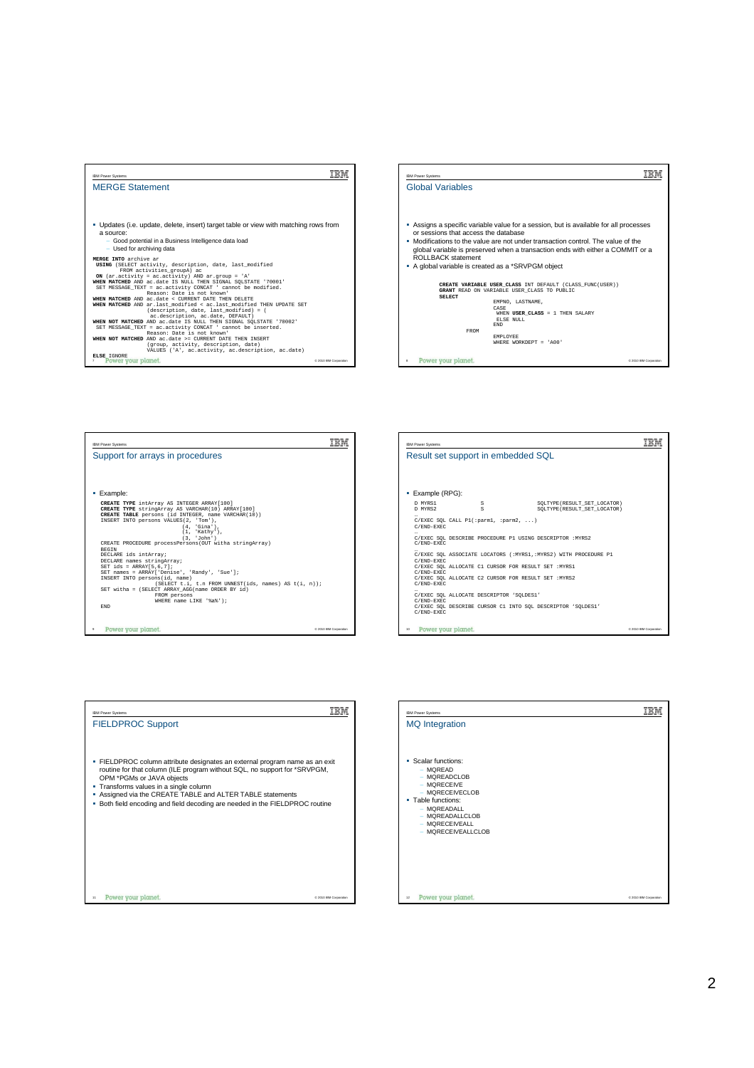## MERGE Statement

- Updates (i.e. update, delete, insert) target table or view with matching rows from a source:
  - Good potential in a Business Intelligence data load
  - Used for archiving data

```
MERGE INTO archive ar
 USING (SELECT activity, description, date, last_modified
        FROM activities_groupA) ac
 ON (ar.activity = ac.activity) AND ar.group = 'A'
WHEN MATCHED AND ac.date IS NULL THEN SIGNAL SQLSTATE '70001'
 SET MESSAGE_TEXT = ac.activity CONCAT ' cannot be modified.
                   Reason: Date is not known'
WHEN MATCHED AND ac.date < CURRENT DATE THEN DELETE
WHEN MATCHED AND ar.last_modified < ac.last_modified THEN UPDATE SET
                   (description, date, last_modified) = (
                    ac.description, ac.date, DEFAULT)
WHEN NOT MATCHED AND ac.date IS NULL THEN SIGNAL SQLSTATE '70002'
 SET MESSAGE_TEXT = ac.activity CONCAT ' cannot be inserted.
                   Reason: Date is not known'
WHEN NOT MATCHED AND ac.date >= CURRENT DATE THEN INSERT
                   (group, activity, description, date)
                   VALUES ('A', ac.activity, ac.description, ac.date)
ELSE IGNORE
```

## Global Variables

- Assigns a specific variable value for a session, but is available for all processes or sessions that access the database
- Modifications to the value are not under transaction control. The value of the global variable is preserved when a transaction ends with either a COMMIT or a ROLLBACK statement
- A global variable is created as a *SRVPGM object

```
CREATE VARIABLE USER_CLASS INT DEFAULT (CLASS_FUNC(USER))
GRANT READ ON VARIABLE USER_CLASS TO PUBLIC
SELECT
            EMPNO, LASTNAME,
            CASE
             WHEN USER_CLASS = 1 THEN SALARY
             ELSE NULL
            END
      FROM
            EMPLOYEE
            WHERE WORKDEPT = 'A00'
```

## Support for arrays in procedures

- Example:

```
CREATE TYPE intArray AS INTEGER ARRAY[100]
CREATE TYPE stringArray AS VARCHAR(10) ARRAY[100]
CREATE TABLE persons (id INTEGER, name VARCHAR(10))
INSERT INTO persons VALUES(2, 'Tom'),
                          (4, 'Gina'),
                          (1, 'Kathy'),
                          (3, 'John')
CREATE PROCEDURE processPersons(OUT witha stringArray)
BEGIN
DECLARE ids intArray;
DECLARE names stringArray;
SET ids = ARRAY[5,6,7];
SET names = ARRAY['Denise', 'Randy', 'Sue'];
INSERT INTO persons(id, name)
            (SELECT t.i, t.n FROM UNNEST(ids, names) AS t(i, n));
SET witha = (SELECT ARRAY_AGG(name ORDER BY id)
             FROM persons
             WHERE name LIKE '%a%');
END
```

## Result set support in embedded SQL

- Example (RPG):

```
D MYRS1           S                   SQLTYPE(RESULT_SET_LOCATOR)
D MYRS2           S                   SQLTYPE(RESULT_SET_LOCATOR)
…
C/EXEC SQL CALL P1(:parm1, :parm2, ...)
C/END-EXEC
…
C/EXEC SQL DESCRIBE PROCEDURE P1 USING DESCRIPTOR :MYRS2
C/END-EXEC
…
C/EXEC SQL ASSOCIATE LOCATORS (:MYRS1,:MYRS2) WITH PROCEDURE P1
C/END-EXEC
C/EXEC SQL ALLOCATE C1 CURSOR FOR RESULT SET :MYRS1
C/END-EXEC
C/EXEC SQL ALLOCATE C2 CURSOR FOR RESULT SET :MYRS2
C/END-EXEC
…
C/EXEC SQL ALLOCATE DESCRIPTOR 'SQLDES1'
C/END-EXEC
C/EXEC SQL DESCRIBE CURSOR C1 INTO SQL DESCRIPTOR 'SQLDES1'
C/END-EXEC
```

## FIELDPROC Support

- FIELDPROC column attribute designates an external program name as an exit routine for that column (ILE program without SQL, no support for *SRVPGM, OPM *PGMs or JAVA objects
- Transforms values in a single column
- Assigned via the CREATE TABLE and ALTER TABLE statements
- Both field encoding and field decoding are needed in the FIELDPROC routine

## MQ Integration

- Scalar functions:
  - MQREAD
  - MQREADCLOB
  - MQRECEIVE
  - MQRECEIVECLOB
- Table functions:
  - MQREADALL
  - MQREADALLCLOB
  - MQRECEIVEALL
  - MQRECEIVEALLCLOB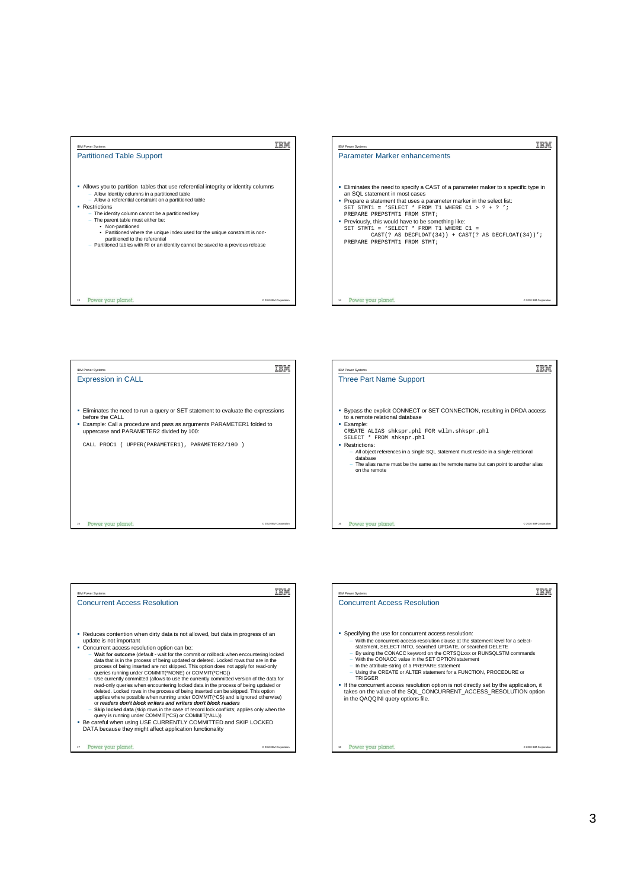## Partitioned Table Support

- Allows you to partition tables that use referential integrity or identity columns
  - Allow Identity columns in a partitioned table
  - Allow a referential constraint on a partitioned table
- Restrictions
  - The identity column cannot be a partitioned key
  - The parent table must either be:
    - Non-partitioned
    - Partitioned where the unique index used for the unique constraint is non-partitioned to the referential
  - Partitioned tables with RI or an identity cannot be saved to a previous release

## Parameter Marker enhancements

- Eliminates the need to specify a CAST of a parameter maker to s specific type in an SQL statement in most cases
- Prepare a statement that uses a parameter marker in the select list:

```
SET STMT1 = 'SELECT * FROM T1 WHERE C1 > ? + ? ';
PREPARE PREPSTMT1 FROM STMT;
```

- Previously, this would have to be something like:

```
SET STMT1 = 'SELECT * FROM T1 WHERE C1 =
        CAST(? AS DECFLOAT(34)) + CAST(? AS DECFLOAT(34))';
PREPARE PREPSTMT1 FROM STMT;
```

## Expression in CALL

- Eliminates the need to run a query or SET statement to evaluate the expressions before the CALL
- Example: Call a procedure and pass as arguments PARAMETER1 folded to uppercase and PARAMETER2 divided by 100:

```
CALL PROC1 ( UPPER(PARAMETER1), PARAMETER2/100 )
```

## Three Part Name Support

- Bypass the explicit CONNECT or SET CONNECTION, resulting in DRDA access to a remote relational database
- Example:

```
CREATE ALIAS shkspr.phl FOR wllm.shkspr.phl
SELECT * FROM shkspr.phl
```

- Restrictions:
  - All object references in a single SQL statement must reside in a single relational database
  - The alias name must be the same as the remote name but can point to another alias on the remote

## Concurrent Access Resolution

- Reduces contention when dirty data is not allowed, but data in progress of an update is not important
- Concurrent access resolution option can be:
  - **Wait for outcome** (default - wait for the commit or rollback when encountering locked data that is in the process of being updated or deleted. Locked rows that are in the process of being inserted are not skipped. This option does not apply for read-only queries running under COMMIT(*NONE) or COMMIT(*CHG))
  - Use currently committed (allows to use the currently committed version of the data for read-only queries when encountering locked data in the process of being updated or deleted. Locked rows in the process of being inserted can be skipped. This option applies where possible when running under COMMIT(*CS) and is ignored otherwise) or ***readers don't block writers and writers don't block readers***
  - **Skip locked data** (skip rows in the case of record lock conflicts; applies only when the query is running under COMMIT(*CS) or COMMIT(*ALL))
- Be careful when using USE CURRENTLY COMMITTED and SKIP LOCKED DATA because they might affect application functionality

## Concurrent Access Resolution

- Specifying the use for concurrent access resolution:
  - With the concurrent-access-resolution clause at the statement level for a select-statement, SELECT INTO, searched UPDATE, or searched DELETE
  - By using the CONACC keyword on the CRTSQLxxx or RUNSQLSTM commands
  - With the CONACC value in the SET OPTION statement
  - In the attribute-string of a PREPARE statement
  - Using the CREATE or ALTER statement for a FUNCTION, PROCEDURE or TRIGGER
- If the concurrent access resolution option is not directly set by the application, it takes on the value of the SQL_CONCURRENT_ACCESS_RESOLUTION option in the QAQQINI query options file.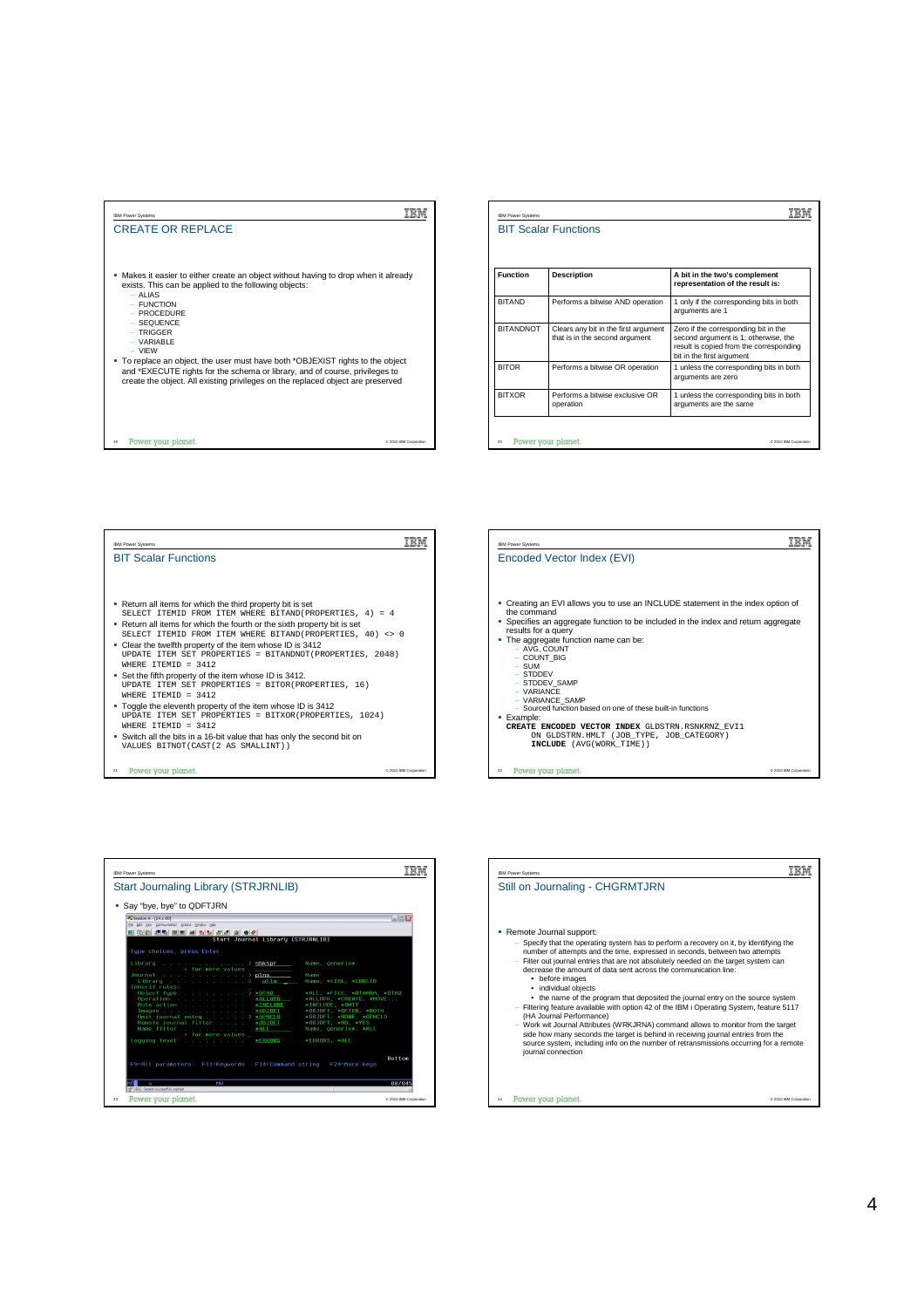## CREATE OR REPLACE

- Makes it easier to either create an object without having to drop when it already exists. This can be applied to the following objects:
  - ALIAS
  - FUNCTION
  - PROCEDURE
  - SEQUENCE
  - TRIGGER
  - VARIABLE
  - VIEW
- To replace an object, the user must have both *OBJEXIST rights to the object and *EXECUTE rights for the schema or library, and of course, privileges to create the object. All existing privileges on the replaced object are preserved

## BIT Scalar Functions

| Function | Description | A bit in the two's complement representation of the result is: |
|---|---|---|
| BITAND | Performs a bitwise AND operation | 1 only if the corresponding bits in both arguments are 1 |
| BITANDNOT | Clears any bit in the first argument that is in the second argument | Zero if the corresponding bit in the second argument is 1; otherwise, the result is copied from the corresponding bit in the first argument |
| BITOR | Performs a bitwise OR operation | 1 unless the corresponding bits in both arguments are zero |
| BITXOR | Performs a bitwise exclusive OR operation | 1 unless the corresponding bits in both arguments are the same |

## BIT Scalar Functions

- Return all items for which the third property bit is set
  ```
  SELECT ITEMID FROM ITEM WHERE BITAND(PROPERTIES, 4) = 4
  ```
- Return all items for which the fourth or the sixth property bit is set
  ```
  SELECT ITEMID FROM ITEM WHERE BITAND(PROPERTIES, 40) <> 0
  ```
- Clear the twelfth property of the item whose ID is 3412
  ```
  UPDATE ITEM SET PROPERTIES = BITANDNOT(PROPERTIES, 2048)
  WHERE ITEMID = 3412
  ```
- Set the fifth property of the item whose ID is 3412.
  ```
  UPDATE ITEM SET PROPERTIES = BITOR(PROPERTIES, 16)
  WHERE ITEMID = 3412
  ```
- Toggle the eleventh property of the item whose ID is 3412
  ```
  UPDATE ITEM SET PROPERTIES = BITXOR(PROPERTIES, 1024)
  WHERE ITEMID = 3412
  ```
- Switch all the bits in a 16-bit value that has only the second bit on
  ```
  VALUES BITNOT(CAST(2 AS SMALLINT))
  ```

## Encoded Vector Index (EVI)

- Creating an EVI allows you to use an INCLUDE statement in the index option of the command
- Specifies an aggregate function to be included in the index and return aggregate results for a query
- The aggregate function name can be:
  - AVG, COUNT
  - COUNT_BIG
  - SUM
  - STDDEV
  - STDDEV_SAMP
  - VARIANCE
  - VARIANCE_SAMP
  - Sourced function based on one of these built-in functions
- Example:
  ```
  CREATE ENCODED VECTOR INDEX GLDSTRN.RSNKRNZ_EVI1
      ON GLDSTRN.HMLT (JOB_TYPE, JOB_CATEGORY)
      INCLUDE (AVG(WORK_TIME))
  ```

## Start Journaling Library (STRJRNLIB)

- Say "bye, bye" to QDFTJRN

```
                        Start Journal Library (STRJRNLIB)

Type choices, press Enter.

Library  . . . . . . . . . . . > shkspr        Name, generic*
               + for more values
Journal  . . . . . . . . . . . > plns          Name
  Library  . . . . . . . . . . >   wllm        Name, *LIBL, *CURLIB
Inherit rules:
  Object type  . . . . . . . . > *DTAQ         *ALL, *FILE, *DTAARA, *DTAQ
  Operation  . . . . . . . . .    *ALLOPR      *ALLOPR, *CREATE, *MOVE...
  Rule action  . . . . . . . .    *INCLUDE     *INCLUDE, *OMIT
  Images . . . . . . . . . . .    *OBJDFT      *OBJDFT, *AFTER, *BOTH
  Omit journal entry . . . . . > *OPNCLO      *OBJDFT, *NONE, *OPNCLO
  Remote journal filter  . . .    *OBJDFT      *OBJDFT, *NO, *YES
  Name filter  . . . . . . . .    *ALL         Name, generic*, *ALL
               + for more values
Logging level  . . . . . . . .    *ERRORS      *ERRORS, *ALL

                                                                     Bottom
F9=All parameters   F11=Keywords   F14=Command string   F24=More keys
```

## Still on Journaling - CHGRMTJRN

- Remote Journal support:
  - Specify that the operating system has to perform a recovery on it, by identifying the number of attempts and the time, expressed in seconds, between two attempts
  - Filter out journal entries that are not absolutely needed on the target system can decrease the amount of data sent across the communication line:
    - before images
    - individual objects
    - the name of the program that deposited the journal entry on the source system
  - Filtering feature available with option 42 of the IBM i Operating System, feature 5117 (HA Journal Performance)
  - Work wit Journal Attributes (WRKJRNA) command allows to monitor from the target side how many seconds the target is behind in receiving journal entries from the source system, including info on the number of retransmissions occurring for a remote journal connection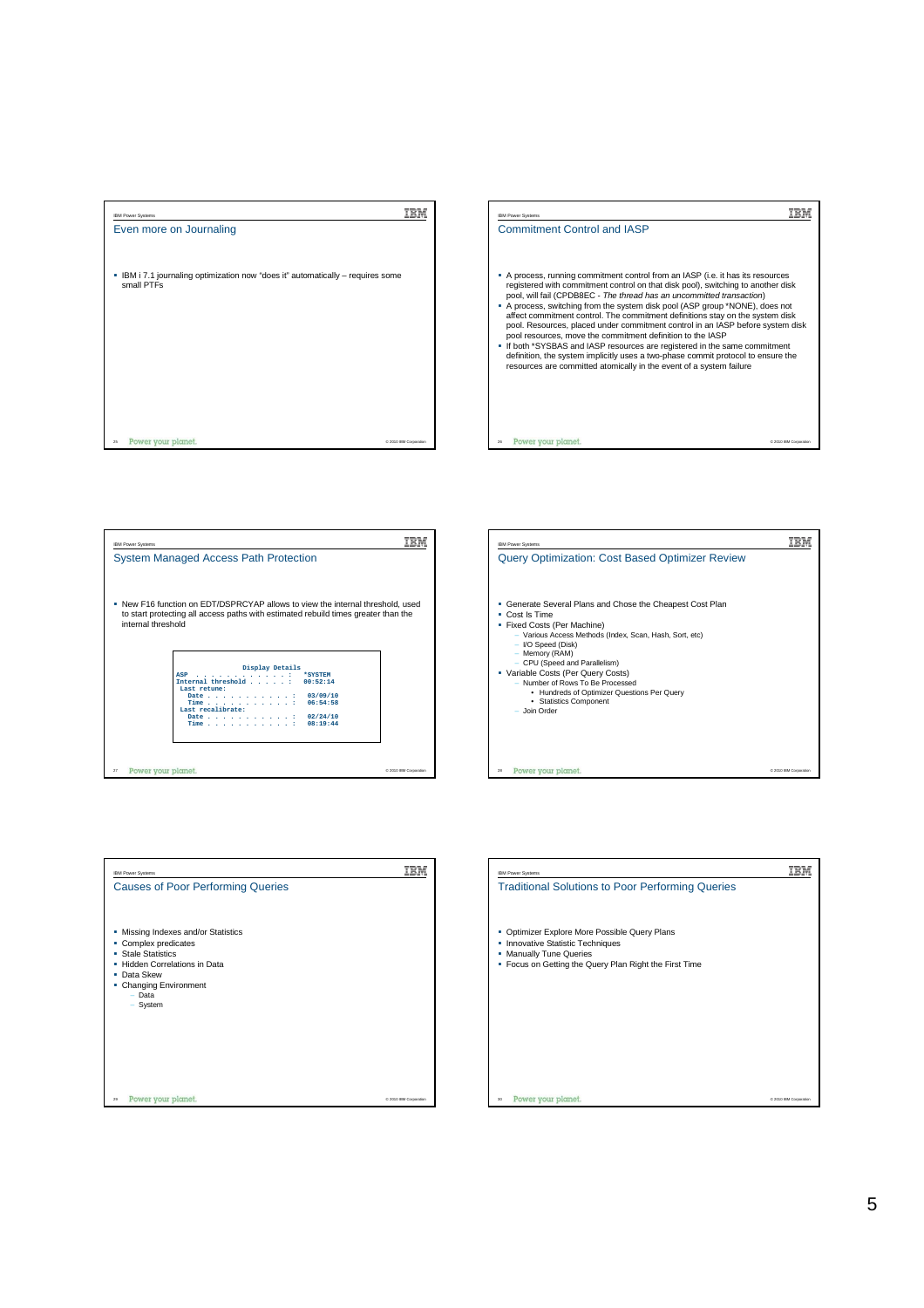## Even more on Journaling

- IBM i 7.1 journaling optimization now "does it" automatically – requires some small PTFs

## Commitment Control and IASP

- A process, running commitment control from an IASP (i.e. it has its resources registered with commitment control on that disk pool), switching to another disk pool, will fail (CPDB8EC - *The thread has an uncommitted transaction*)
- A process, switching from the system disk pool (ASP group *NONE), does not affect commitment control. The commitment definitions stay on the system disk pool. Resources, placed under commitment control in an IASP before system disk pool resources, move the commitment definition to the IASP
- If both *SYSBAS and IASP resources are registered in the same commitment definition, the system implicitly uses a two-phase commit protocol to ensure the resources are committed atomically in the event of a system failure

## System Managed Access Path Protection

- New F16 function on EDT/DSPRCYAP allows to view the internal threshold, used to start protecting all access paths with estimated rebuild times greater than the internal threshold

```
                    Display Details
ASP  . . . . . . . . . . . . :    *SYSTEM
Internal threshold . . . . . :    00:52:14
 Last retune:
   Date . . . . . . . . . . . :    03/09/10
   Time . . . . . . . . . . . :    06:54:58
 Last recalibrate:
   Date . . . . . . . . . . . :    02/24/10
   Time . . . . . . . . . . . :    08:19:44
```

## Query Optimization: Cost Based Optimizer Review

- Generate Several Plans and Chose the Cheapest Cost Plan
- Cost Is Time
- Fixed Costs (Per Machine)
  - Various Access Methods (Index, Scan, Hash, Sort, etc)
  - I/O Speed (Disk)
  - Memory (RAM)
  - CPU (Speed and Parallelism)
- Variable Costs (Per Query Costs)
  - Number of Rows To Be Processed
    - Hundreds of Optimizer Questions Per Query
    - Statistics Component
  - Join Order

## Causes of Poor Performing Queries

- Missing Indexes and/or Statistics
- Complex predicates
- Stale Statistics
- Hidden Correlations in Data
- Data Skew
- Changing Environment
  - Data
  - System

## Traditional Solutions to Poor Performing Queries

- Optimizer Explore More Possible Query Plans
- Innovative Statistic Techniques
- Manually Tune Queries
- Focus on Getting the Query Plan Right the First Time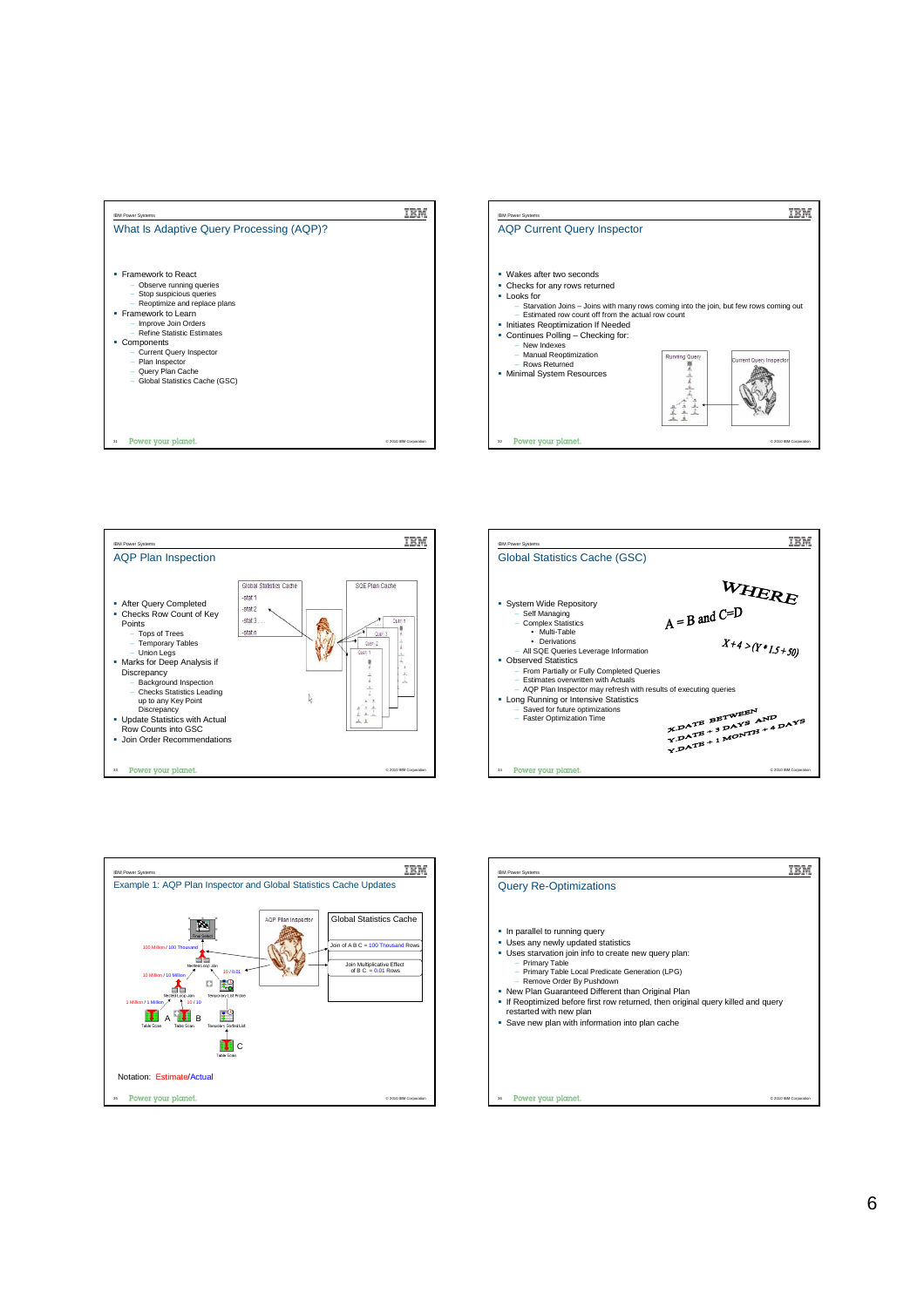## What Is Adaptive Query Processing (AQP)?

- Framework to React
  - Observe running queries
  - Stop suspicious queries
  - Reoptimize and replace plans
- Framework to Learn
  - Improve Join Orders
  - Refine Statistic Estimates
- Components
  - Current Query Inspector
  - Plan Inspector
  - Query Plan Cache
  - Global Statistics Cache (GSC)

## AQP Current Query Inspector

- Wakes after two seconds
- Checks for any rows returned
- Looks for
  - Starvation Joins – Joins with many rows coming into the join, but few rows coming out
  - Estimated row count off from the actual row count
- Initiates Reoptimization If Needed
- Continues Polling – Checking for:
  - New Indexes
  - Manual Reoptimization
  - Rows Returned
- Minimal System Resources

Running Query · Current Query Inspector

## AQP Plan Inspection

- After Query Completed
- Checks Row Count of Key Points
  - Tops of Trees
  - Temporary Tables
  - Union Legs
- Marks for Deep Analysis if Discrepancy
  - Background Inspection
  - Checks Statistics Leading up to any Key Point Discrepancy
- Update Statistics with Actual Row Counts into GSC
- Join Order Recommendations

Global Statistics Cache: -stat 1, -stat 2, -stat 3 . . ., -stat n

SQE Plan Cache: Query 1, Query 2, Query 3, Query n

## Global Statistics Cache (GSC)

- System Wide Repository
  - Self Managing
  - Complex Statistics
    - Multi-Table
    - Derivations
  - All SQE Queries Leverage Information
- Observed Statistics
  - From Partially or Fully Completed Queries
  - Estimates overwritten with Actuals
  - AQP Plan Inspector may refresh with results of executing queries
- Long Running or Intensive Statistics
  - Saved for future optimizations
  - Faster Optimization Time

WHERE

A = B and C=D

X+4 > (Y * 1.5 + 50)

X.DATE BETWEEN Y.DATE + 3 DAYS AND Y.DATE + 1 MONTH + 4 DAYS

## Example 1: AQP Plan Inspector and Global Statistics Cache Updates

Final Select · 100 Million / 100 Thousand · Nested Loop Join · 10 / 0.01 · 10 Million / 10 Million · Nested Loop Join · Temporary List Probe · 1 Million / 1 Million · 10 / 10 · A · B · Table Scan · Table Scan · Temporary Sorted List · C · Table Scan

AQP Plan Inspector

Global Statistics Cache: Join of A B C = 100 Thousand Rows; Join Multiplicative Effect of B C = 0.01 Rows

Notation: Estimate/Actual

## Query Re-Optimizations

- In parallel to running query
- Uses any newly updated statistics
- Uses starvation join info to create new query plan:
  - Primary Table
  - Primary Table Local Predicate Generation (LPG)
  - Remove Order By Pushdown
- New Plan Guaranteed Different than Original Plan
- If Reoptimized before first row returned, then original query killed and query restarted with new plan
- Save new plan with information into plan cache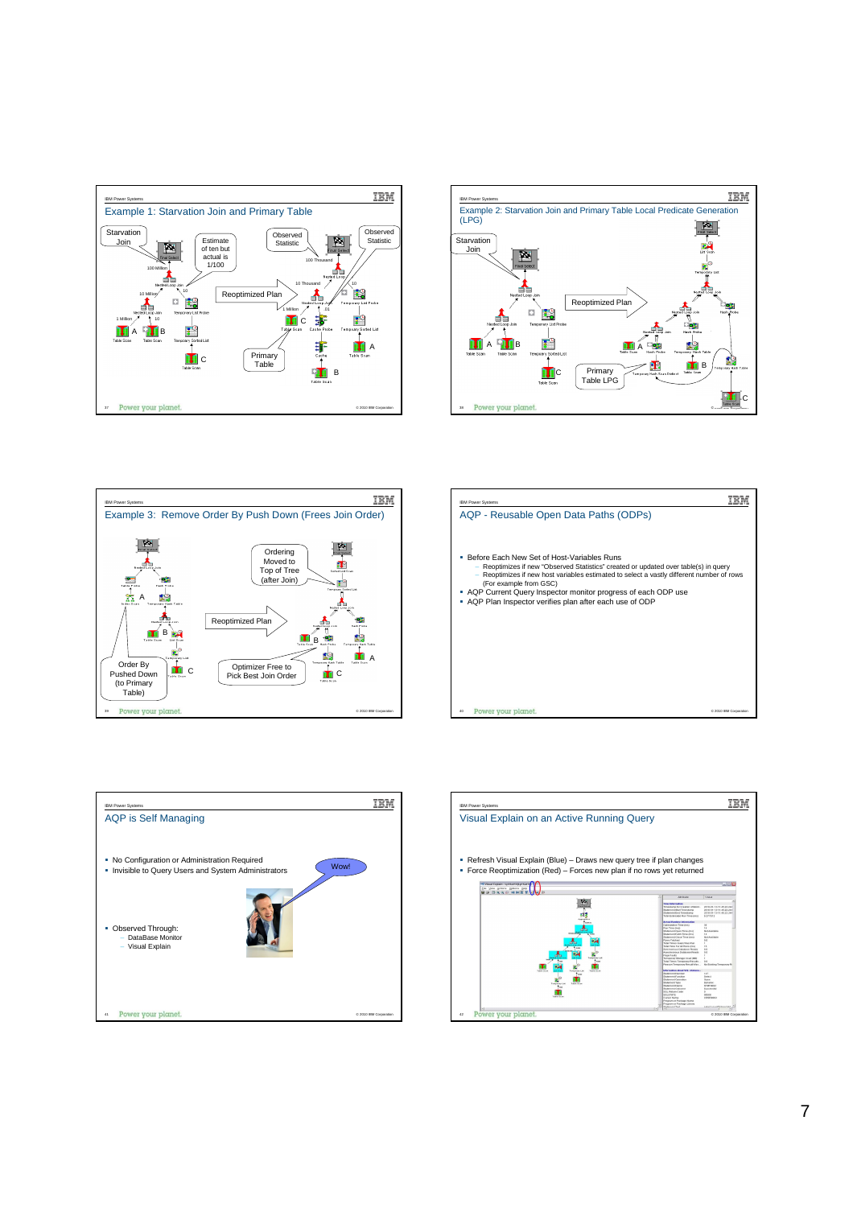## Example 1: Starvation Join and Primary Table

Starvation Join

Estimate of ten but actual is 1/100

Observed Statistic

Observed Statistic

Reoptimized Plan

Primary Table

## Example 2: Starvation Join and Primary Table Local Predicate Generation (LPG)

Starvation Join

Reoptimized Plan

Primary Table LPG

## Example 3: Remove Order By Push Down (Frees Join Order)

Ordering Moved to Top of Tree (after Join)

Reoptimized Plan

Order By Pushed Down (to Primary Table)

Optimizer Free to Pick Best Join Order

## AQP - Reusable Open Data Paths (ODPs)

- Before Each New Set of Host-Variables Runs
  - Reoptimizes if new "Observed Statistics" created or updated over table(s) in query
  - Reoptimizes if new host variables estimated to select a vastly different number of rows (For example from GSC)
- AQP Current Query Inspector monitor progress of each ODP use
- AQP Plan Inspector verifies plan after each use of ODP

## AQP is Self Managing

- No Configuration or Administration Required
- Invisible to Query Users and System Administrators

Wow!

- Observed Through:
  - DataBase Monitor
  - Visual Explain

## Visual Explain on an Active Running Query

- Refresh Visual Explain (Blue) – Draws new query tree if plan changes
- Force Reoptimization (Red) – Forces new plan if no rows yet returned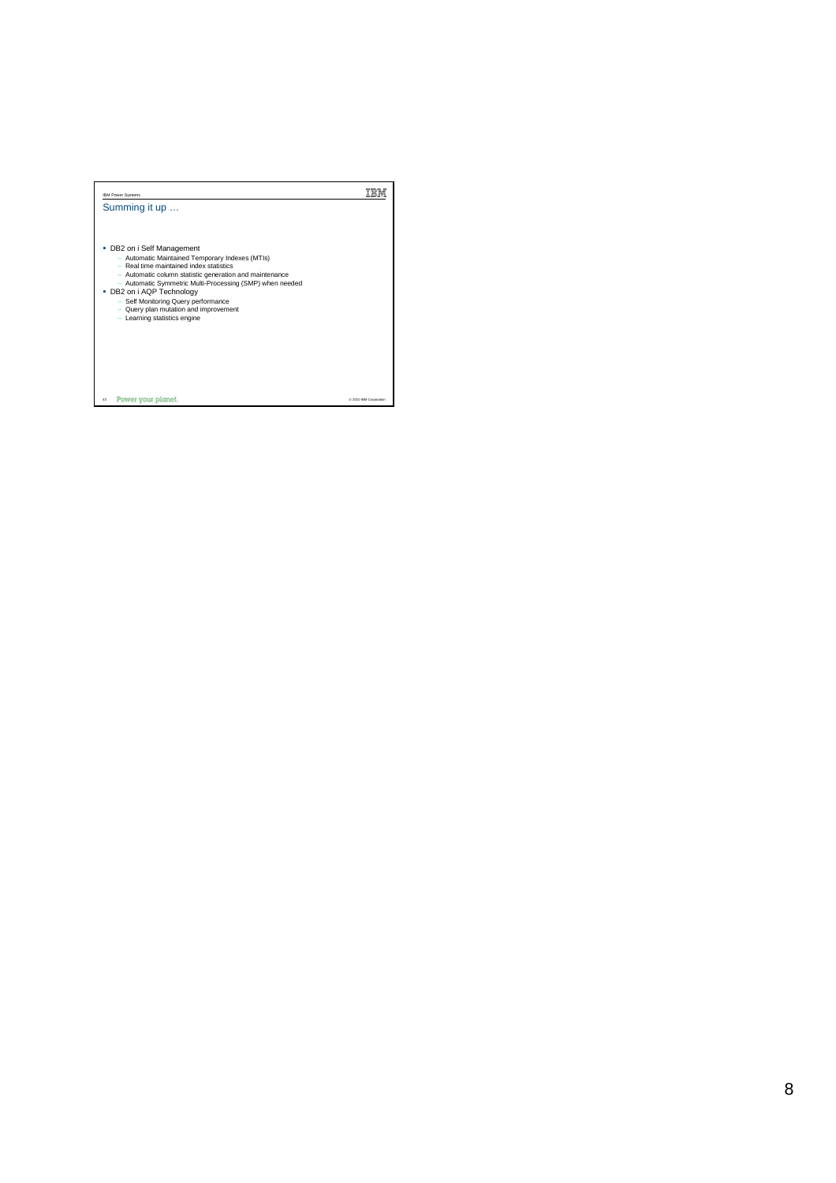## Summing it up …

- DB2 on i Self Management
  - Automatic Maintained Temporary Indexes (MTIs)
  - Real time maintained index statistics
  - Automatic column statistic generation and maintenance
  - Automatic Symmetric Multi-Processing (SMP) when needed
- DB2 on i AQP Technology
  - Self Monitoring Query performance
  - Query plan mutation and improvement
  - Learning statistics engine